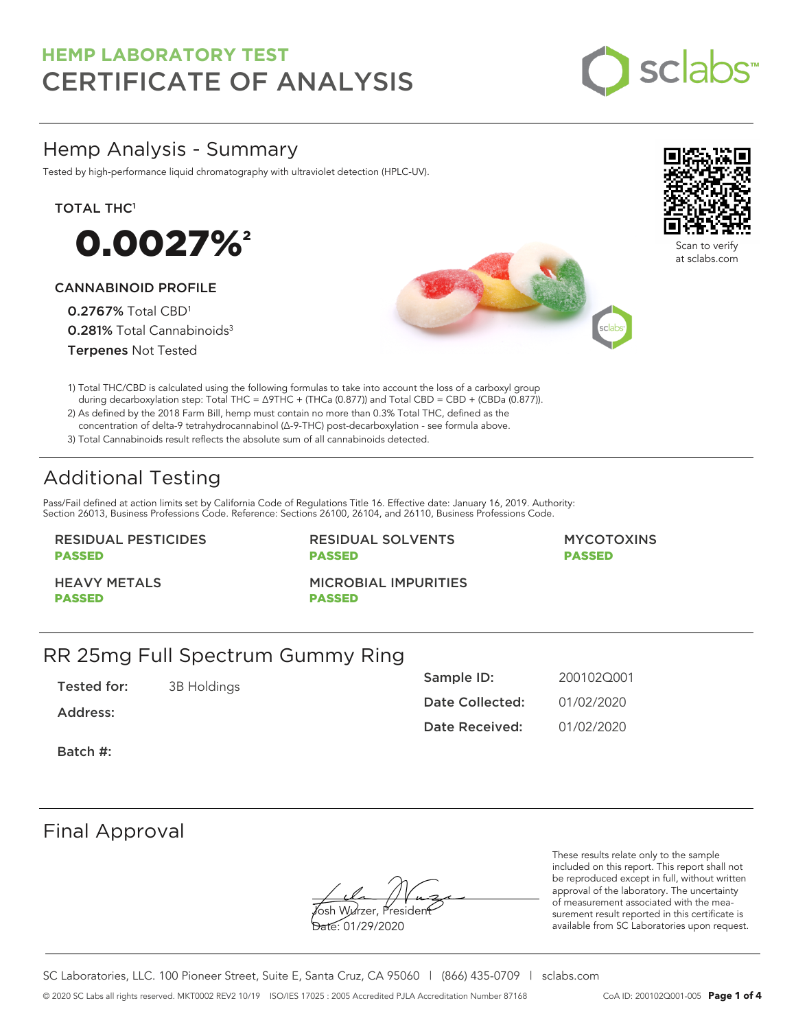# HEMP LABORATORY TEST
# CERTIFICATE OF ANALYSIS

sclabs™

## Hemp Analysis - Summary

Tested by high-performance liquid chromatography with ultraviolet detection (HPLC-UV).

Scan to verify at sclabs.com

**TOTAL THC**[1]

**0.0027%**[2]

**CANNABINOID PROFILE**

**0.2767%** Total CBD[1]

**0.281%** Total Cannabinoids[3]

**Terpenes** Not Tested

1) Total THC/CBD is calculated using the following formulas to take into account the loss of a carboxyl group during decarboxylation step: Total THC = Δ9THC + (THCa (0.877)) and Total CBD = CBD + (CBDa (0.877)).
2) As defined by the 2018 Farm Bill, hemp must contain no more than 0.3% Total THC, defined as the concentration of delta-9 tetrahydrocannabinol (Δ-9-THC) post-decarboxylation - see formula above.
3) Total Cannabinoids result reflects the absolute sum of all cannabinoids detected.

## Additional Testing

Pass/Fail defined at action limits set by California Code of Regulations Title 16. Effective date: January 16, 2019. Authority: Section 26013, Business Professions Code. Reference: Sections 26100, 26104, and 26110, Business Professions Code.

**RESIDUAL PESTICIDES**
**PASSED**

**RESIDUAL SOLVENTS**
**PASSED**

**MYCOTOXINS**
**PASSED**

**HEAVY METALS**
**PASSED**

**MICROBIAL IMPURITIES**
**PASSED**

## RR 25mg Full Spectrum Gummy Ring

**Tested for:** 3B Holdings

**Address:**

**Batch #:**

**Sample ID:** 200102Q001

**Date Collected:** 01/02/2020

**Date Received:** 01/02/2020

## Final Approval

Josh Wurzer, President

Date: 01/29/2020

These results relate only to the sample included on this report. This report shall not be reproduced except in full, without written approval of the laboratory. The uncertainty of measurement associated with the measurement result reported in this certificate is available from SC Laboratories upon request.

SC Laboratories, LLC. 100 Pioneer Street, Suite E, Santa Cruz, CA 95060 | (866) 435-0709 | sclabs.com

© 2020 SC Labs all rights reserved. MKT0002 REV2 10/19 ISO/IES 17025 : 2005 Accredited PJLA Accreditation Number 87168 CoA ID: 200102Q001-005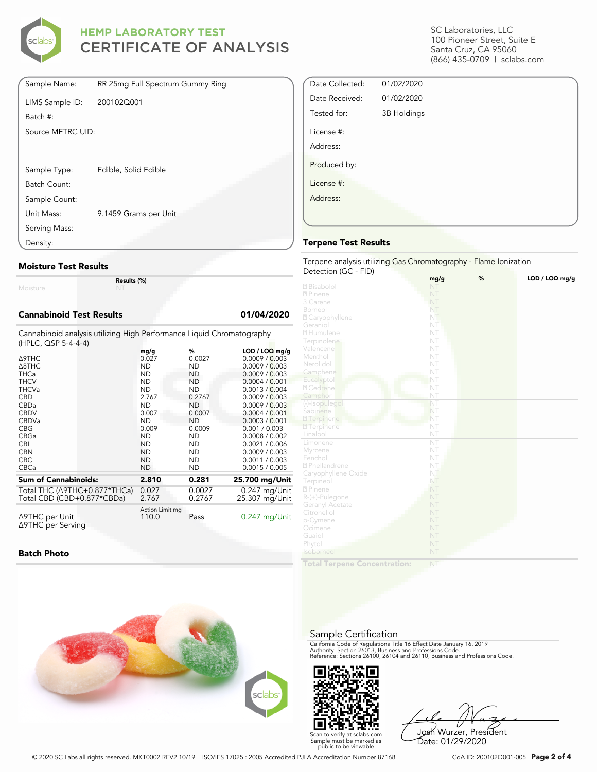# HEMP LABORATORY TEST
# CERTIFICATE OF ANALYSIS

SC Laboratories, LLC
100 Pioneer Street, Suite E
Santa Cruz, CA 95060
(866) 435-0709 | sclabs.com

| | |
|---|---|
| Sample Name: | RR 25mg Full Spectrum Gummy Ring |
| LIMS Sample ID: | 200102Q001 |
| Batch #: | |
| Source METRC UID: | |
| Sample Type: | Edible, Solid Edible |
| Batch Count: | |
| Sample Count: | |
| Unit Mass: | 9.1459 Grams per Unit |
| Serving Mass: | |
| Density: | |

| | |
|---|---|
| Date Collected: | 01/02/2020 |
| Date Received: | 01/02/2020 |
| Tested for: | 3B Holdings |
| License #: | |
| Address: | |
| Produced by: | |
| License #: | |
| Address: | |

## Moisture Test Results

| | Results (%) |
|---|---|
| Moisture | NT |

## Cannabinoid Test Results 01/04/2020

Cannabinoid analysis utilizing High Performance Liquid Chromatography (HPLC, QSP 5-4-4-4)

| | mg/g | % | LOD / LOQ mg/g |
|---|---|---|---|
| Δ9THC | 0.027 | 0.0027 | 0.0009 / 0.003 |
| Δ8THC | ND | ND | 0.0009 / 0.003 |
| THCa | ND | ND | 0.0009 / 0.003 |
| THCV | ND | ND | 0.0004 / 0.001 |
| THCVa | ND | ND | 0.0013 / 0.004 |
| CBD | 2.767 | 0.2767 | 0.0009 / 0.003 |
| CBDa | ND | ND | 0.0009 / 0.003 |
| CBDV | 0.007 | 0.0007 | 0.0004 / 0.001 |
| CBDVa | ND | ND | 0.0003 / 0.001 |
| CBG | 0.009 | 0.0009 | 0.001 / 0.003 |
| CBGa | ND | ND | 0.0008 / 0.002 |
| CBL | ND | ND | 0.0021 / 0.006 |
| CBN | ND | ND | 0.0009 / 0.003 |
| CBC | ND | ND | 0.0011 / 0.003 |
| CBCa | ND | ND | 0.0015 / 0.005 |
| **Sum of Cannabinoids:** | **2.810** | **0.281** | **25.700 mg/Unit** |
| Total THC (Δ9THC+0.877*THCa) | 0.027 | 0.0027 | 0.247 mg/Unit |
| Total CBD (CBD+0.877*CBDa) | 2.767 | 0.2767 | 25.307 mg/Unit |

| | Action Limit mg | | |
|---|---|---|---|
| Δ9THC per Unit | 110.0 | Pass | 0.247 mg/Unit |
| Δ9THC per Serving | | | |

## Batch Photo

## Terpene Test Results

Terpene analysis utilizing Gas Chromatography - Flame Ionization Detection (GC - FID)

| | mg/g | % | LOD / LOQ mg/g |
|---|---|---|---|
| α Bisabolol | NT | | |
| α Pinene | NT | | |
| 3 Carene | NT | | |
| Borneol | NT | | |
| β Caryophyllene | NT | | |
| Geraniol | NT | | |
| α Humulene | NT | | |
| Terpinolene | NT | | |
| Valencene | NT | | |
| Menthol | NT | | |
| Nerolidol | NT | | |
| Camphene | NT | | |
| Eucalyptol | NT | | |
| α Cedrene | NT | | |
| Camphor | NT | | |
| (-)-Isopulegol | NT | | |
| Sabinene | NT | | |
| α Terpinene | NT | | |
| γ Terpinene | NT | | |
| Linalool | NT | | |
| Limonene | NT | | |
| Myrcene | NT | | |
| Fenchol | NT | | |
| α Phellandrene | NT | | |
| Caryophyllene Oxide | NT | | |
| Terpineol | NT | | |
| β Pinene | NT | | |
| R-(+)-Pulegone | NT | | |
| Geranyl Acetate | NT | | |
| Citronellol | NT | | |
| p-Cymene | NT | | |
| Ocimene | NT | | |
| Guaiol | NT | | |
| Phytol | NT | | |
| Isoborneol | NT | | |
| **Total Terpene Concentration:** | NT | | |

## Sample Certification

California Code of Regulations Title 16 Effect Date January 16, 2019
Authority: Section 26013, Business and Professions Code.
Reference: Sections 26100, 26104 and 26110, Business and Professions Code.

Scan to verify at sclabs.com
Sample must be marked as public to be viewable

Josh Wurzer, President
Date: 01/29/2020

© 2020 SC Labs all rights reserved. MKT0002 REV2 10/19 ISO/IES 17025 : 2005 Accredited PJLA Accreditation Number 87168

CoA ID: 200102Q001-005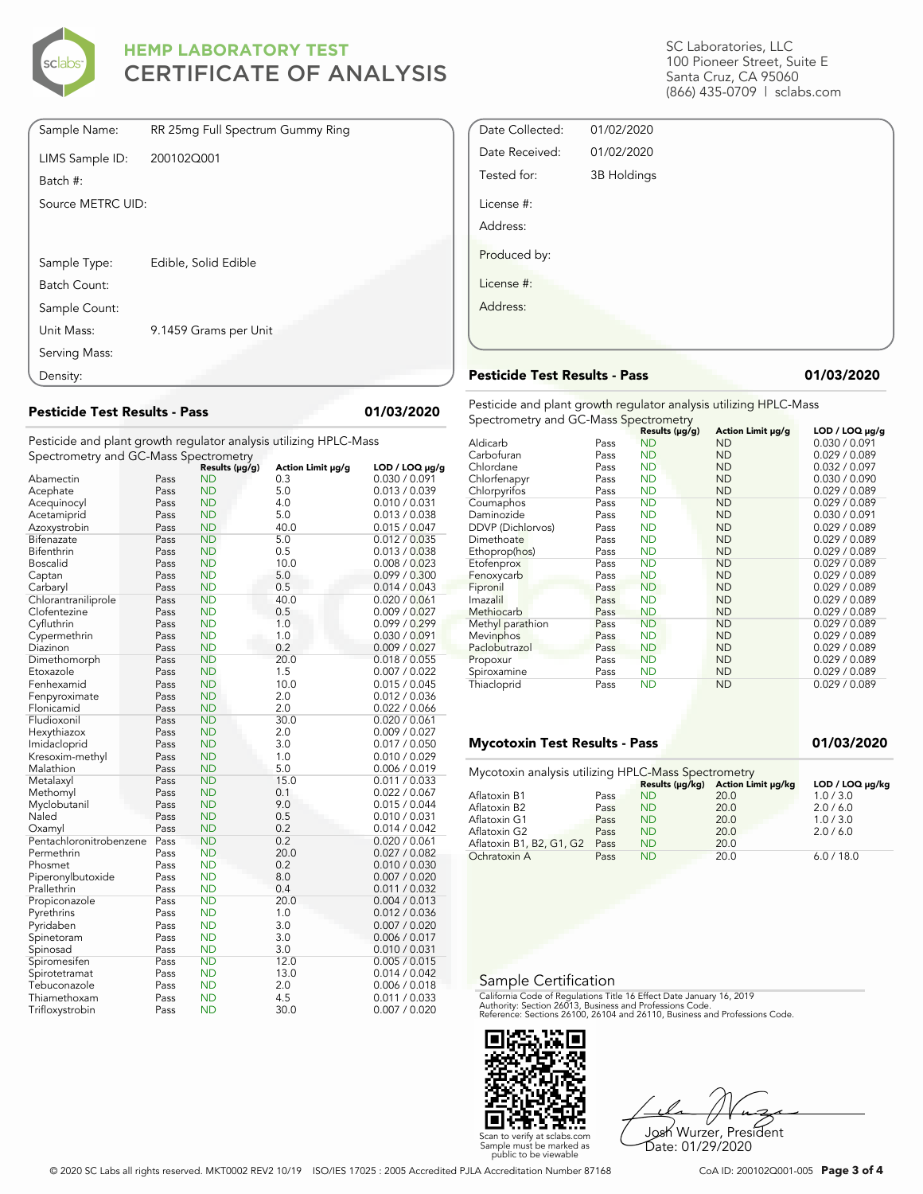# HEMP LABORATORY TEST
# CERTIFICATE OF ANALYSIS

SC Laboratories, LLC
100 Pioneer Street, Suite E
Santa Cruz, CA 95060
(866) 435-0709 | sclabs.com

| | |
|---|---|
| Sample Name: | RR 25mg Full Spectrum Gummy Ring |
| LIMS Sample ID: | 200102Q001 |
| Batch #: | |
| Source METRC UID: | |
| Sample Type: | Edible, Solid Edible |
| Batch Count: | |
| Sample Count: | |
| Unit Mass: | 9.1459 Grams per Unit |
| Serving Mass: | |
| Density: | |

| | |
|---|---|
| Date Collected: | 01/02/2020 |
| Date Received: | 01/02/2020 |
| Tested for: | 3B Holdings |
| License #: | |
| Address: | |
| Produced by: | |
| License #: | |
| Address: | |

## Pesticide Test Results - Pass — 01/03/2020

Pesticide and plant growth regulator analysis utilizing HPLC-Mass Spectrometry and GC-Mass Spectrometry

| | | Results (μg/g) | Action Limit μg/g | LOD / LOQ μg/g |
|---|---|---|---|---|
| Abamectin | Pass | ND | 0.3 | 0.030 / 0.091 |
| Acephate | Pass | ND | 5.0 | 0.013 / 0.039 |
| Acequinocyl | Pass | ND | 4.0 | 0.010 / 0.031 |
| Acetamiprid | Pass | ND | 5.0 | 0.013 / 0.038 |
| Azoxystrobin | Pass | ND | 40.0 | 0.015 / 0.047 |
| Bifenazate | Pass | ND | 5.0 | 0.012 / 0.035 |
| Bifenthrin | Pass | ND | 0.5 | 0.013 / 0.038 |
| Boscalid | Pass | ND | 10.0 | 0.008 / 0.023 |
| Captan | Pass | ND | 5.0 | 0.099 / 0.300 |
| Carbaryl | Pass | ND | 0.5 | 0.014 / 0.043 |
| Chlorantraniliprole | Pass | ND | 40.0 | 0.020 / 0.061 |
| Clofentezine | Pass | ND | 0.5 | 0.009 / 0.027 |
| Cyfluthrin | Pass | ND | 1.0 | 0.099 / 0.299 |
| Cypermethrin | Pass | ND | 1.0 | 0.030 / 0.091 |
| Diazinon | Pass | ND | 0.2 | 0.009 / 0.027 |
| Dimethomorph | Pass | ND | 20.0 | 0.018 / 0.055 |
| Etoxazole | Pass | ND | 1.5 | 0.007 / 0.022 |
| Fenhexamid | Pass | ND | 10.0 | 0.015 / 0.045 |
| Fenpyroximate | Pass | ND | 2.0 | 0.012 / 0.036 |
| Flonicamid | Pass | ND | 2.0 | 0.022 / 0.066 |
| Fludioxonil | Pass | ND | 30.0 | 0.020 / 0.061 |
| Hexythiazox | Pass | ND | 2.0 | 0.009 / 0.027 |
| Imidacloprid | Pass | ND | 3.0 | 0.017 / 0.050 |
| Kresoxim-methyl | Pass | ND | 1.0 | 0.010 / 0.029 |
| Malathion | Pass | ND | 5.0 | 0.006 / 0.019 |
| Metalaxyl | Pass | ND | 15.0 | 0.011 / 0.033 |
| Methomyl | Pass | ND | 0.1 | 0.022 / 0.067 |
| Myclobutanil | Pass | ND | 9.0 | 0.015 / 0.044 |
| Naled | Pass | ND | 0.5 | 0.010 / 0.031 |
| Oxamyl | Pass | ND | 0.2 | 0.014 / 0.042 |
| Pentachloronitrobenzene | Pass | ND | 0.2 | 0.020 / 0.061 |
| Permethrin | Pass | ND | 20.0 | 0.027 / 0.082 |
| Phosmet | Pass | ND | 0.2 | 0.010 / 0.030 |
| Piperonylbutoxide | Pass | ND | 8.0 | 0.007 / 0.020 |
| Prallethrin | Pass | ND | 0.4 | 0.011 / 0.032 |
| Propiconazole | Pass | ND | 20.0 | 0.004 / 0.013 |
| Pyrethrins | Pass | ND | 1.0 | 0.012 / 0.036 |
| Pyridaben | Pass | ND | 3.0 | 0.007 / 0.020 |
| Spinetoram | Pass | ND | 3.0 | 0.006 / 0.017 |
| Spinosad | Pass | ND | 3.0 | 0.010 / 0.031 |
| Spiromesifen | Pass | ND | 12.0 | 0.005 / 0.015 |
| Spirotetramat | Pass | ND | 13.0 | 0.014 / 0.042 |
| Tebuconazole | Pass | ND | 2.0 | 0.006 / 0.018 |
| Thiamethoxam | Pass | ND | 4.5 | 0.011 / 0.033 |
| Trifloxystrobin | Pass | ND | 30.0 | 0.007 / 0.020 |

## Pesticide Test Results - Pass — 01/03/2020

Pesticide and plant growth regulator analysis utilizing HPLC-Mass Spectrometry and GC-Mass Spectrometry

| | | Results (μg/g) | Action Limit μg/g | LOD / LOQ μg/g |
|---|---|---|---|---|
| Aldicarb | Pass | ND | ND | 0.030 / 0.091 |
| Carbofuran | Pass | ND | ND | 0.029 / 0.089 |
| Chlordane | Pass | ND | ND | 0.032 / 0.097 |
| Chlorfenapyr | Pass | ND | ND | 0.030 / 0.090 |
| Chlorpyrifos | Pass | ND | ND | 0.029 / 0.089 |
| Coumaphos | Pass | ND | ND | 0.029 / 0.089 |
| Daminozide | Pass | ND | ND | 0.030 / 0.091 |
| DDVP (Dichlorvos) | Pass | ND | ND | 0.029 / 0.089 |
| Dimethoate | Pass | ND | ND | 0.029 / 0.089 |
| Ethoprop(hos) | Pass | ND | ND | 0.029 / 0.089 |
| Etofenprox | Pass | ND | ND | 0.029 / 0.089 |
| Fenoxycarb | Pass | ND | ND | 0.029 / 0.089 |
| Fipronil | Pass | ND | ND | 0.029 / 0.089 |
| Imazalil | Pass | ND | ND | 0.029 / 0.089 |
| Methiocarb | Pass | ND | ND | 0.029 / 0.089 |
| Methyl parathion | Pass | ND | ND | 0.029 / 0.089 |
| Mevinphos | Pass | ND | ND | 0.029 / 0.089 |
| Paclobutrazol | Pass | ND | ND | 0.029 / 0.089 |
| Propoxur | Pass | ND | ND | 0.029 / 0.089 |
| Spiroxamine | Pass | ND | ND | 0.029 / 0.089 |
| Thiacloprid | Pass | ND | ND | 0.029 / 0.089 |

## Mycotoxin Test Results - Pass — 01/03/2020

Mycotoxin analysis utilizing HPLC-Mass Spectrometry

| | | Results (μg/kg) | Action Limit μg/kg | LOD / LOQ μg/kg |
|---|---|---|---|---|
| Aflatoxin B1 | Pass | ND | 20.0 | 1.0 / 3.0 |
| Aflatoxin B2 | Pass | ND | 20.0 | 2.0 / 6.0 |
| Aflatoxin G1 | Pass | ND | 20.0 | 1.0 / 3.0 |
| Aflatoxin G2 | Pass | ND | 20.0 | 2.0 / 6.0 |
| Aflatoxin B1, B2, G1, G2 | Pass | ND | 20.0 | |
| Ochratoxin A | Pass | ND | 20.0 | 6.0 / 18.0 |

## Sample Certification

California Code of Regulations Title 16 Effect Date January 16, 2019
Authority: Section 26013, Business and Professions Code.
Reference: Sections 26100, 26104 and 26110, Business and Professions Code.

Scan to verify at sclabs.com
Sample must be marked as public to be viewable

Josh Wurzer, President
Date: 01/29/2020

© 2020 SC Labs all rights reserved. MKT0002 REV2 10/19 ISO/IES 17025 : 2005 Accredited PJLA Accreditation Number 87168 CoA ID: 200102Q001-005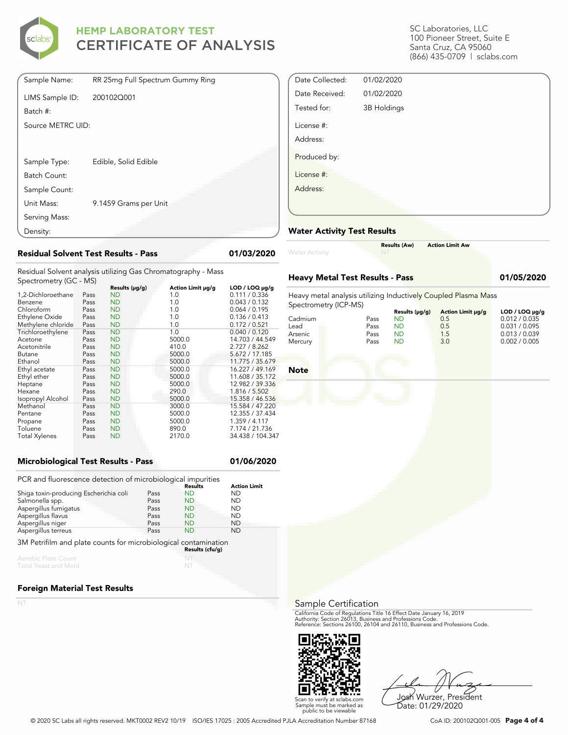# HEMP LABORATORY TEST
# CERTIFICATE OF ANALYSIS

SC Laboratories, LLC
100 Pioneer Street, Suite E
Santa Cruz, CA 95060
(866) 435-0709 | sclabs.com

| | |
|---|---|
| Sample Name: | RR 25mg Full Spectrum Gummy Ring |
| LIMS Sample ID: | 200102Q001 |
| Batch #: | |
| Source METRC UID: | |
| Sample Type: | Edible, Solid Edible |
| Batch Count: | |
| Sample Count: | |
| Unit Mass: | 9.1459 Grams per Unit |
| Serving Mass: | |
| Density: | |

| | |
|---|---|
| Date Collected: | 01/02/2020 |
| Date Received: | 01/02/2020 |
| Tested for: | 3B Holdings |
| License #: | |
| Address: | |
| Produced by: | |
| License #: | |
| Address: | |

## Residual Solvent Test Results - Pass — 01/03/2020

Residual Solvent analysis utilizing Gas Chromatography - Mass Spectrometry (GC - MS)

| | | Results (µg/g) | Action Limit µg/g | LOD / LOQ µg/g |
|---|---|---|---|---|
| 1,2-Dichloroethane | Pass | ND | 1.0 | 0.111 / 0.336 |
| Benzene | Pass | ND | 1.0 | 0.043 / 0.132 |
| Chloroform | Pass | ND | 1.0 | 0.064 / 0.195 |
| Ethylene Oxide | Pass | ND | 1.0 | 0.136 / 0.413 |
| Methylene chloride | Pass | ND | 1.0 | 0.172 / 0.521 |
| Trichloroethylene | Pass | ND | 1.0 | 0.040 / 0.120 |
| Acetone | Pass | ND | 5000.0 | 14.703 / 44.549 |
| Acetonitrile | Pass | ND | 410.0 | 2.727 / 8.262 |
| Butane | Pass | ND | 5000.0 | 5.672 / 17.185 |
| Ethanol | Pass | ND | 5000.0 | 11.775 / 35.679 |
| Ethyl acetate | Pass | ND | 5000.0 | 16.227 / 49.169 |
| Ethyl ether | Pass | ND | 5000.0 | 11.608 / 35.172 |
| Heptane | Pass | ND | 5000.0 | 12.982 / 39.336 |
| Hexane | Pass | ND | 290.0 | 1.816 / 5.502 |
| Isopropyl Alcohol | Pass | ND | 5000.0 | 15.358 / 46.536 |
| Methanol | Pass | ND | 3000.0 | 15.584 / 47.220 |
| Pentane | Pass | ND | 5000.0 | 12.355 / 37.434 |
| Propane | Pass | ND | 5000.0 | 1.359 / 4.117 |
| Toluene | Pass | ND | 890.0 | 7.174 / 21.736 |
| Total Xylenes | Pass | ND | 2170.0 | 34.438 / 104.347 |

## Water Activity Test Results

| | Results (Aw) | Action Limit Aw |
|---|---|---|
| Water Activity | NT | |

## Heavy Metal Test Results - Pass — 01/05/2020

Heavy metal analysis utilizing Inductively Coupled Plasma Mass Spectrometry (ICP-MS)

| | | Results (µg/g) | Action Limit µg/g | LOD / LOQ µg/g |
|---|---|---|---|---|
| Cadmium | Pass | ND | 0.5 | 0.012 / 0.035 |
| Lead | Pass | ND | 0.5 | 0.031 / 0.095 |
| Arsenic | Pass | ND | 1.5 | 0.013 / 0.039 |
| Mercury | Pass | ND | 3.0 | 0.002 / 0.005 |

## Note

## Microbiological Test Results - Pass — 01/06/2020

PCR and fluorescence detection of microbiological impurities

| | | Results | Action Limit |
|---|---|---|---|
| Shiga toxin-producing Escherichia coli | Pass | ND | ND |
| Salmonella spp. | Pass | ND | ND |
| Aspergillus fumigatus | Pass | ND | ND |
| Aspergillus flavus | Pass | ND | ND |
| Aspergillus niger | Pass | ND | ND |
| Aspergillus terreus | Pass | ND | ND |

3M Petrifilm and plate counts for microbiological contamination

| | Results (cfu/g) |
|---|---|
| Aerobic Plate Count | NT |
| Total Yeast and Mold | NT |

## Foreign Material Test Results

NT

## Sample Certification

California Code of Regulations Title 16 Effect Date January 16, 2019
Authority: Section 26013, Business and Professions Code.
Reference: Sections 26100, 26104 and 26110, Business and Professions Code.

Scan to verify at sclabs.com
Sample must be marked as public to be viewable

Josh Wurzer, President
Date: 01/29/2020

© 2020 SC Labs all rights reserved. MKT0002 REV2 10/19 ISO/IES 17025 : 2005 Accredited PJLA Accreditation Number 87168

CoA ID: 200102Q001-005